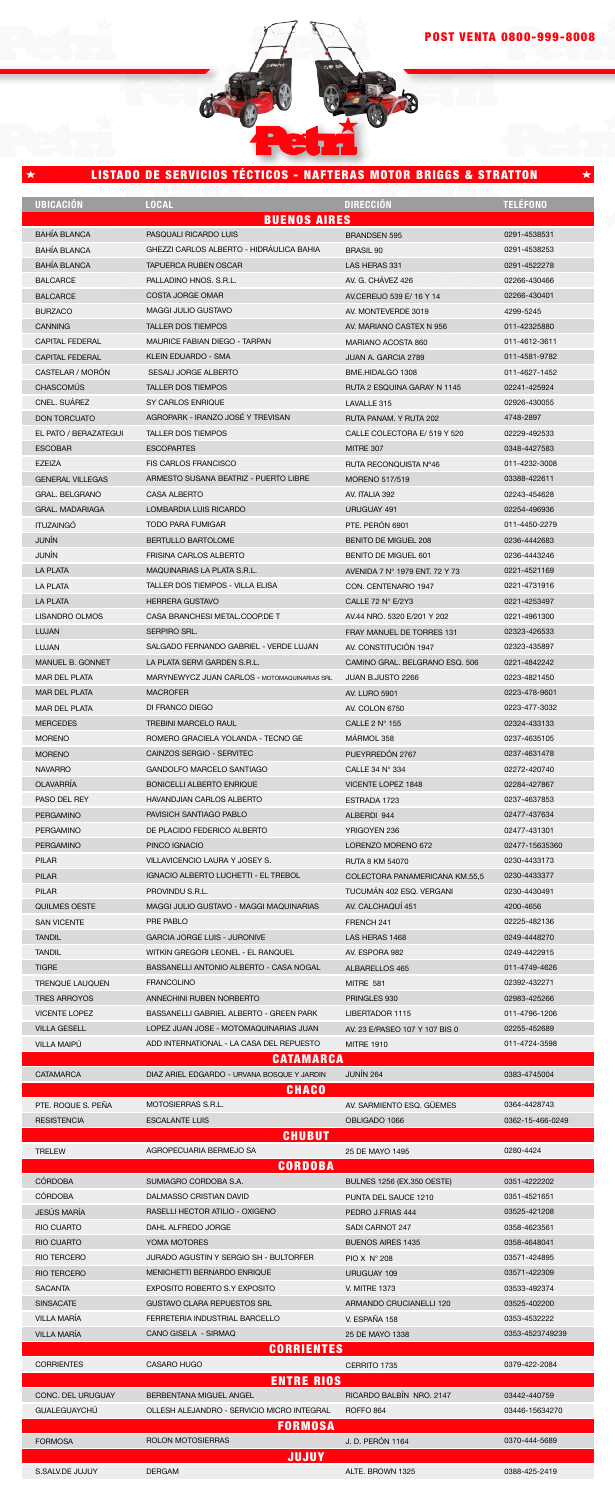POST VENTA 0800-999-8008

# ★ LISTADO DE SERVICIOS TÉCTICOS - NAFTERAS MOTOR BRIGGS & STRATTON ★

| UBICACIÓN | LOCAL | DIRECCIÓN | TELÉFONO |
|---|---|---|---|
| **BUENOS AIRES** | | | |
| BAHÍA BLANCA | PASQUALI RICARDO LUIS | BRANDSEN 595 | 0291-4538531 |
| BAHÍA BLANCA | GHEZZI CARLOS ALBERTO - HIDRÁULICA BAHIA | BRASIL 90 | 0291-4538253 |
| BAHÍA BLANCA | TAPUERCA RUBEN OSCAR | LAS HERAS 331 | 0291-4522278 |
| BALCARCE | PALLADINO HNOS. S.R.L. | AV. G. CHÁVEZ 426 | 02266-430466 |
| BALCARCE | COSTA JORGE OMAR | AV.CEREIJO 539 E/ 16 Y 14 | 02266-430401 |
| BURZACO | MAGGI JULIO GUSTAVO | AV. MONTEVERDE 3019 | 4299-5245 |
| CANNING | TALLER DOS TIEMPOS | AV. MARIANO CASTEX N 956 | 011-42325880 |
| CAPITAL FEDERAL | MAURICE FABIAN DIEGO - TARPAN | MARIANO ACOSTA 860 | 011-4612-3611 |
| CAPITAL FEDERAL | KLEIN EDUARDO - SMA | JUAN A. GARCIA 2789 | 011-4581-9782 |
| CASTELAR / MORÓN | SESALI JORGE ALBERTO | BME.HIDALGO 1308 | 011-4627-1452 |
| CHASCOMÚS | TALLER DOS TIEMPOS | RUTA 2 ESQUINA GARAY N 1145 | 02241-425924 |
| CNEL. SUÁREZ | SY CARLOS ENRIQUE | LAVALLE 315 | 02926-430055 |
| DON TORCUATO | AGROPARK - IRANZO JOSÉ Y TREVISAN | RUTA PANAM. Y RUTA 202 | 4748-2897 |
| EL PATO / BERAZATEGUI | TALLER DOS TIEMPOS | CALLE COLECTORA E/ 519 Y 520 | 02229-492533 |
| ESCOBAR | ESCOPARTES | MITRE 307 | 0348-4427583 |
| EZEIZA | FIS CARLOS FRANCISCO | RUTA RECONQUISTA Nº46 | 011-4232-3008 |
| GENERAL VILLEGAS | ARMESTO SUSANA BEATRIZ - PUERTO LIBRE | MORENO 517/519 | 03388-422611 |
| GRAL. BELGRANO | CASA ALBERTO | AV. ITALIA 392 | 02243-454628 |
| GRAL. MADARIAGA | LOMBARDIA LUIS RICARDO | URUGUAY 491 | 02254-496936 |
| ITUZAINGÓ | TODO PARA FUMIGAR | PTE. PERÓN 6901 | 011-4450-2279 |
| JUNÍN | BERTULLO BARTOLOME | BENITO DE MIGUEL 208 | 0236-4442683 |
| JUNÍN | FRISINA CARLOS ALBERTO | BENITO DE MIGUEL 601 | 0236-4443246 |
| LA PLATA | MAQUINARIAS LA PLATA S.R.L. | AVENIDA 7 Nº 1979 ENT. 72 Y 73 | 0221-4521169 |
| LA PLATA | TALLER DOS TIEMPOS - VILLA ELISA | CON. CENTENARIO 1947 | 0221-4731916 |
| LA PLATA | HERRERA GUSTAVO | CALLE 72 Nº E/2Y3 | 0221-4253497 |
| LISANDRO OLMOS | CASA BRANCHESI METAL.COOP.DE T | AV.44 NRO. 5320 E/201 Y 202 | 0221-4961300 |
| LUJAN | SERPIRO SRL. | FRAY MANUEL DE TORRES 131 | 02323-426533 |
| LUJAN | SALGADO FERNANDO GABRIEL - VERDE LUJAN | AV. CONSTITUCIÓN 1947 | 02323-435897 |
| MANUEL B. GONNET | LA PLATA SERVI GARDEN S.R.L. | CAMINO GRAL. BELGRANO ESQ. 506 | 0221-4842242 |
| MAR DEL PLATA | MARYNEWYCZ JUAN CARLOS - MOTOMAQUINARIAS SRL | JUAN B.JUSTO 2266 | 0223-4821450 |
| MAR DEL PLATA | MACROFER | AV. LURO 5901 | 0223-478-9601 |
| MAR DEL PLATA | DI FRANCO DIEGO | AV. COLON 6750 | 0223-477-3032 |
| MERCEDES | TREBINI MARCELO RAUL | CALLE 2 Nº 155 | 02324-433133 |
| MORENO | ROMERO GRACIELA YOLANDA - TECNO GE | MÁRMOL 358 | 0237-4635105 |
| MORENO | CAINZOS SERGIO - SERVITEC | PUEYRREDÓN 2767 | 0237-4631478 |
| NAVARRO | GANDOLFO MARCELO SANTIAGO | CALLE 34 Nº 334 | 02272-420740 |
| OLAVARRÍA | BONICELLI ALBERTO ENRIQUE | VICENTE LOPEZ 1848 | 02284-427867 |
| PASO DEL REY | HAVANDJIAN CARLOS ALBERTO | ESTRADA 1723 | 0237-4637853 |
| PERGAMINO | PAVISICH SANTIAGO PABLO | ALBERDI 944 | 02477-437634 |
| PERGAMINO | DE PLACIDO FEDERICO ALBERTO | YRIGOYEN 236 | 02477-431301 |
| PERGAMINO | PINCO IGNACIO | LORENZO MORENO 672 | 02477-15635360 |
| PILAR | VILLAVICENCIO LAURA Y JOSEY S. | RUTA 8 KM 54070 | 0230-4433173 |
| PILAR | IGNACIO ALBERTO LUCHETTI - EL TREBOL | COLECTORA PANAMERICANA KM.55,5 | 0230-4433377 |
| PILAR | PROVINDU S.R.L. | TUCUMÁN 402 ESQ. VERGANI | 0230-4430491 |
| QUILMES OESTE | MAGGI JULIO GUSTAVO - MAGGI MAQUINARIAS | AV. CALCHAQUÍ 451 | 4200-4656 |
| SAN VICENTE | PRE PABLO | FRENCH 241 | 02225-482136 |
| TANDIL | GARCIA JORGE LUIS - JURONIVE | LAS HERAS 1468 | 0249-4448270 |
| TANDIL | WITKIN GREGORI LEONEL - EL RANQUEL | AV. ESPORA 982 | 0249-4422915 |
| TIGRE | BASSANELLI ANTONIO ALBERTO - CASA NOGAL | ALBARELLOS 465 | 011-4749-4626 |
| TRENQUE LAUQUEN | FRANCOLINO | MITRE 581 | 02392-432271 |
| TRES ARROYOS | ANNECHINI RUBEN NORBERTO | PRINGLES 930 | 02983-425266 |
| VICENTE LOPEZ | BASSANELLI GABRIEL ALBERTO - GREEN PARK | LIBERTADOR 1115 | 011-4796-1206 |
| VILLA GESELL | LOPEZ JUAN JOSE - MOTOMAQUINARIAS JUAN | AV. 23 E/PASEO 107 Y 107 BIS 0 | 02255-452689 |
| VILLA MAIPÚ | ADD INTERNATIONAL - LA CASA DEL REPUESTO | MITRE 1910 | 011-4724-3598 |
| **CATAMARCA** | | | |
| CATAMARCA | DIAZ ARIEL EDGARDO - URVANA BOSQUE Y JARDIN | JUNÍN 264 | 0383-4745004 |
| **CHACO** | | | |
| PTE. ROQUE S. PEÑA | MOTOSIERRAS S.R.L. | AV. SARMIENTO ESQ. GÜEMES | 0364-4428743 |
| RESISTENCIA | ESCALANTE LUIS | OBLIGADO 1066 | 0362-15-466-0249 |
| **CHUBUT** | | | |
| TRELEW | AGROPECUARIA BERMEJO SA | 25 DE MAYO 1495 | 0280-4424 |
| **CORDOBA** | | | |
| CÓRDOBA | SUMIAGRO CORDOBA S.A. | BULNES 1256 (EX.350 OESTE) | 0351-4222202 |
| CÓRDOBA | DALMASSO CRISTIAN DAVID | PUNTA DEL SAUCE 1210 | 0351-4521651 |
| JESÚS MARÍA | RASELLI HECTOR ATILIO - OXIGENO | PEDRO J.FRIAS 444 | 03525-421208 |
| RIO CUARTO | DAHL ALFREDO JORGE | SADI CARNOT 247 | 0358-4623561 |
| RIO CUARTO | YOMA MOTORES | BUENOS AIRES 1435 | 0358-4648041 |
| RIO TERCERO | JURADO AGUSTIN Y SERGIO SH - BULTORFER | PIO X Nº 208 | 03571-424895 |
| RIO TERCERO | MENICHETTI BERNARDO ENRIQUE | URUGUAY 109 | 03571-422309 |
| SACANTA | EXPOSITO ROBERTO S.Y EXPOSITO | V. MITRE 1373 | 03533-492374 |
| SINSACATE | GUSTAVO CLARA REPUESTOS SRL | ARMANDO CRUCIANELLI 120 | 03525-402200 |
| VILLA MARÍA | FERRETERIA INDUSTRIAL BARCELLO | V. ESPAÑA 158 | 0353-4532222 |
| VILLA MARÍA | CANO GISELA - SIRMAQ | 25 DE MAYO 1338 | 0353-4523749239 |
| **CORRIENTES** | | | |
| CORRIENTES | CASARO HUGO | CERRITO 1735 | 0379-422-2084 |
| **ENTRE RIOS** | | | |
| CONC. DEL URUGUAY | BERBENTANA MIGUEL ANGEL | RICARDO BALBÍN NRO. 2147 | 03442-440759 |
| GUALEGUAYCHÚ | OLLESH ALEJANDRO - SERVICIO MICRO INTEGRAL | ROFFO 864 | 03446-15634270 |
| **FORMOSA** | | | |
| FORMOSA | ROLON MOTOSIERRAS | J. D. PERÓN 1164 | 0370-444-5689 |
| **JUJUY** | | | |
| S.SALV.DE JUJUY | DERGAM | ALTE. BROWN 1325 | 0388-425-2419 |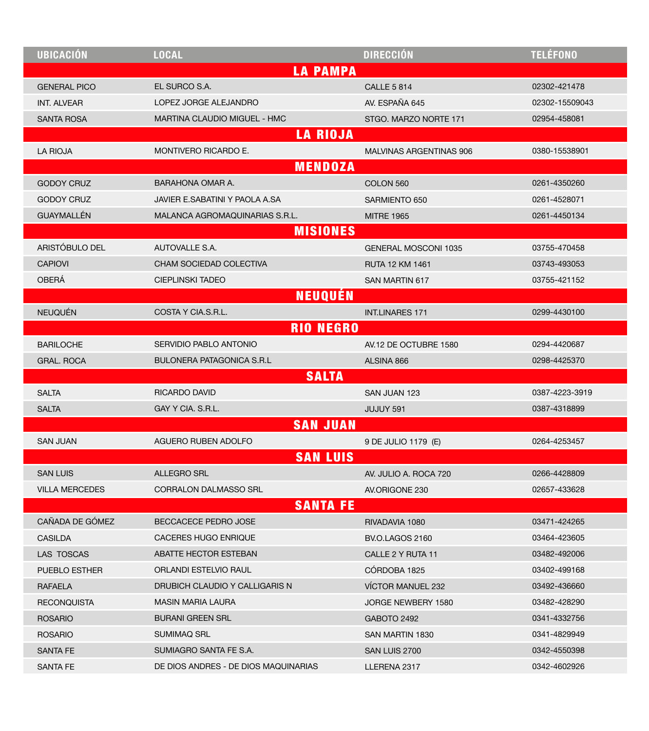| UBICACIÓN | LOCAL | DIRECCIÓN | TELÉFONO |
|---|---|---|---|
| **LA PAMPA** | | | |
| GENERAL PICO | EL SURCO S.A. | CALLE 5 814 | 02302-421478 |
| INT. ALVEAR | LOPEZ JORGE ALEJANDRO | AV. ESPAÑA 645 | 02302-15509043 |
| SANTA ROSA | MARTINA CLAUDIO MIGUEL - HMC | STGO. MARZO NORTE 171 | 02954-458081 |
| **LA RIOJA** | | | |
| LA RIOJA | MONTIVERO RICARDO E. | MALVINAS ARGENTINAS 906 | 0380-15538901 |
| **MENDOZA** | | | |
| GODOY CRUZ | BARAHONA OMAR A. | COLON 560 | 0261-4350260 |
| GODOY CRUZ | JAVIER E.SABATINI Y PAOLA A.SA | SARMIENTO 650 | 0261-4528071 |
| GUAYMALLÉN | MALANCA AGROMAQUINARIAS S.R.L. | MITRE 1965 | 0261-4450134 |
| **MISIONES** | | | |
| ARISTÓBULO DEL | AUTOVALLE S.A. | GENERAL MOSCONI 1035 | 03755-470458 |
| CAPIOVI | CHAM SOCIEDAD COLECTIVA | RUTA 12 KM 1461 | 03743-493053 |
| OBERÁ | CIEPLINSKI TADEO | SAN MARTIN 617 | 03755-421152 |
| **NEUQUÉN** | | | |
| NEUQUÉN | COSTA Y CIA.S.R.L. | INT.LINARES 171 | 0299-4430100 |
| **RIO NEGRO** | | | |
| BARILOCHE | SERVIDIO PABLO ANTONIO | AV.12 DE OCTUBRE 1580 | 0294-4420687 |
| GRAL. ROCA | BULONERA PATAGONICA S.R.L | ALSINA 866 | 0298-4425370 |
| **SALTA** | | | |
| SALTA | RICARDO DAVID | SAN JUAN 123 | 0387-4223-3919 |
| SALTA | GAY Y CIA. S.R.L. | JUJUY 591 | 0387-4318899 |
| **SAN JUAN** | | | |
| SAN JUAN | AGUERO RUBEN ADOLFO | 9 DE JULIO 1179 (E) | 0264-4253457 |
| **SAN LUIS** | | | |
| SAN LUIS | ALLEGRO SRL | AV. JULIO A. ROCA 720 | 0266-4428809 |
| VILLA MERCEDES | CORRALON DALMASSO SRL | AV.ORIGONE 230 | 02657-433628 |
| **SANTA FE** | | | |
| CAÑADA DE GÓMEZ | BECCACECE PEDRO JOSE | RIVADAVIA 1080 | 03471-424265 |
| CASILDA | CACERES HUGO ENRIQUE | BV.O.LAGOS 2160 | 03464-423605 |
| LAS TOSCAS | ABATTE HECTOR ESTEBAN | CALLE 2 Y RUTA 11 | 03482-492006 |
| PUEBLO ESTHER | ORLANDI ESTELVIO RAUL | CÓRDOBA 1825 | 03402-499168 |
| RAFAELA | DRUBICH CLAUDIO Y CALLIGARIS N | VÍCTOR MANUEL 232 | 03492-436660 |
| RECONQUISTA | MASIN MARIA LAURA | JORGE NEWBERY 1580 | 03482-428290 |
| ROSARIO | BURANI GREEN SRL | GABOTO 2492 | 0341-4332756 |
| ROSARIO | SUMIMAQ SRL | SAN MARTIN 1830 | 0341-4829949 |
| SANTA FE | SUMIAGRO SANTA FE S.A. | SAN LUIS 2700 | 0342-4550398 |
| SANTA FE | DE DIOS ANDRES - DE DIOS MAQUINARIAS | LLERENA 2317 | 0342-4602926 |